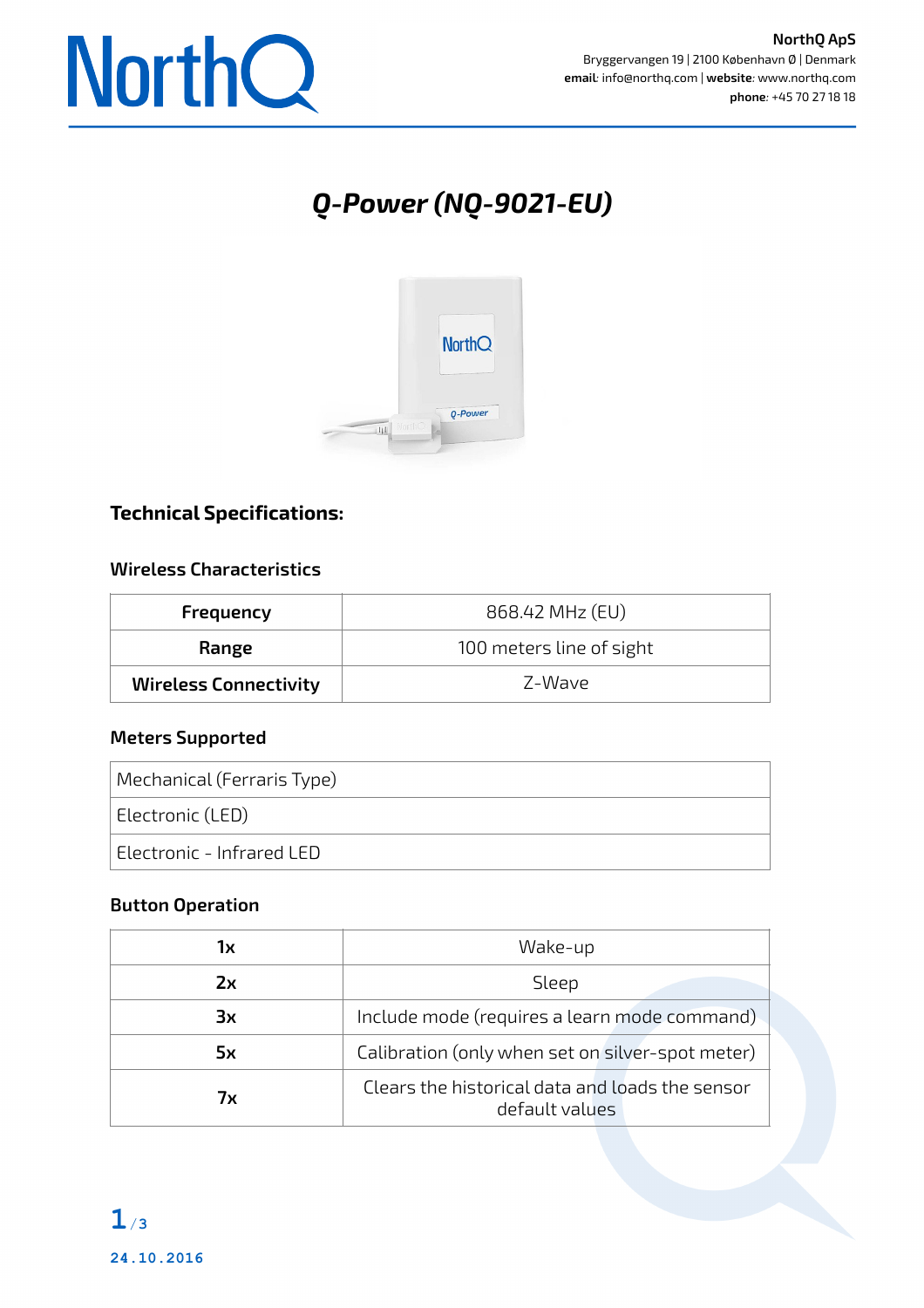NorthQ ApS
Bryggervangen 19 | 2100 København Ø | Denmark
**email**: info@northq.com | **website**: www.northq.com
**phone**: +45 70 27 18 18

# *Q-Power (NQ-9021-EU)*

## Technical Specifications:

### Wireless Characteristics

| | |
|---|---|
| **Frequency** | 868.42 MHz (EU) |
| **Range** | 100 meters line of sight |
| **Wireless Connectivity** | Z-Wave |

### Meters Supported

| |
|---|
| Mechanical (Ferraris Type) |
| Electronic (LED) |
| Electronic - Infrared LED |

### Button Operation

| | |
|---|---|
| **1x** | Wake-up |
| **2x** | Sleep |
| **3x** | Include mode (requires a learn mode command) |
| **5x** | Calibration (only when set on silver-spot meter) |
| **7x** | Clears the historical data and loads the sensor default values |

24.10.2016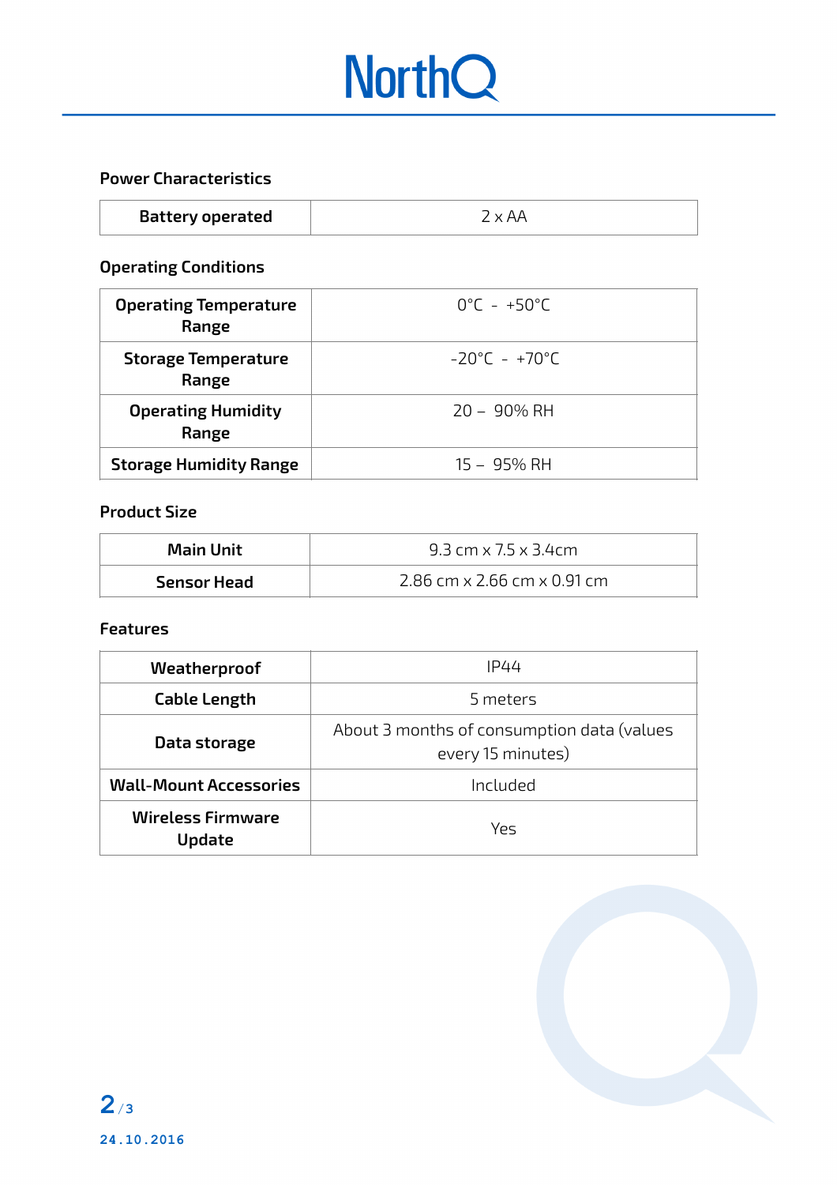### Power Characteristics

| Battery operated | 2 x AA |
|---|---|

### Operating Conditions

| Operating Temperature Range | 0°C - +50°C |
|---|---|
| Storage Temperature Range | -20°C - +70°C |
| Operating Humidity Range | 20 – 90% RH |
| Storage Humidity Range | 15 – 95% RH |

### Product Size

| Main Unit | 9.3 cm x 7.5 x 3.4cm |
|---|---|
| Sensor Head | 2.86 cm x 2.66 cm x 0.91 cm |

### Features

| Weatherproof | IP44 |
|---|---|
| Cable Length | 5 meters |
| Data storage | About 3 months of consumption data (values every 15 minutes) |
| Wall-Mount Accessories | Included |
| Wireless Firmware Update | Yes |

24.10.2016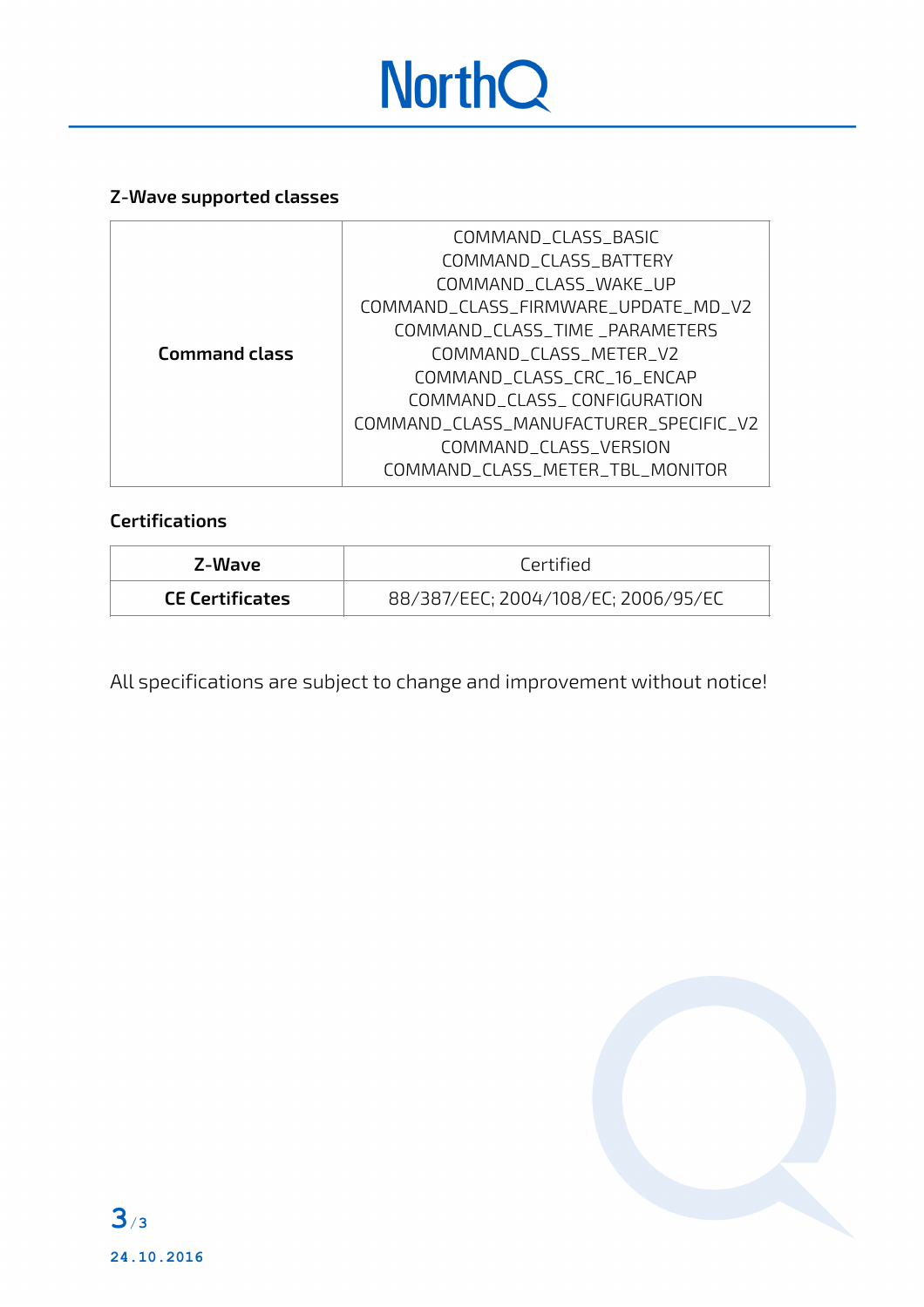### Z-Wave supported classes

| | |
|---|---|
| **Command class** | COMMAND_CLASS_BASIC<br>COMMAND_CLASS_BATTERY<br>COMMAND_CLASS_WAKE_UP<br>COMMAND_CLASS_FIRMWARE_UPDATE_MD_V2<br>COMMAND_CLASS_TIME _PARAMETERS<br>COMMAND_CLASS_METER_V2<br>COMMAND_CLASS_CRC_16_ENCAP<br>COMMAND_CLASS_ CONFIGURATION<br>COMMAND_CLASS_MANUFACTURER_SPECIFIC_V2<br>COMMAND_CLASS_VERSION<br>COMMAND_CLASS_METER_TBL_MONITOR |

### Certifications

| | |
|---|---|
| **Z-Wave** | Certified |
| **CE Certificates** | 88/387/EEC; 2004/108/EC; 2006/95/EC |

All specifications are subject to change and improvement without notice!

24.10.2016